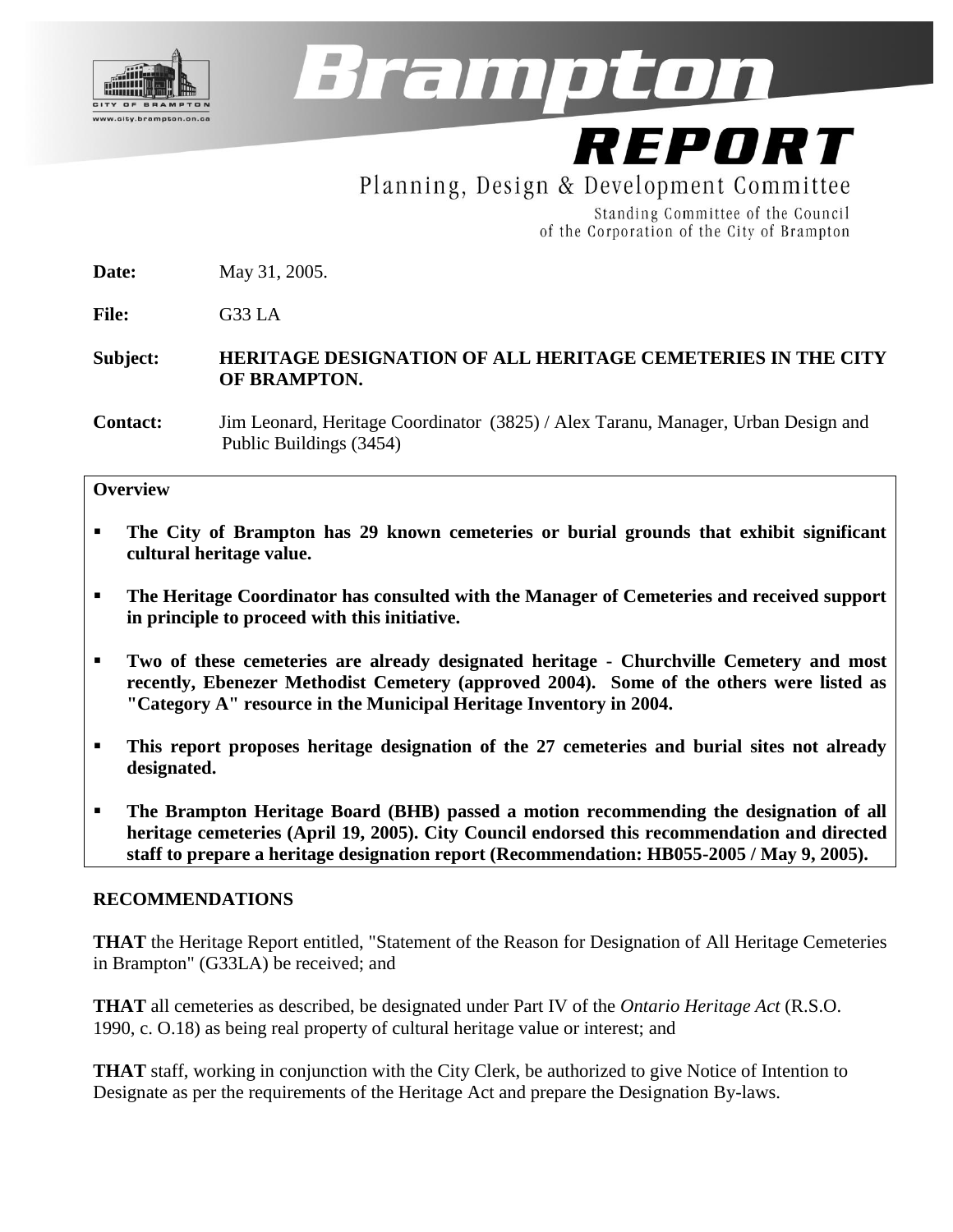# Brampton REPORT

Planning, Design & Development Committee

Standing Committee of the Council
of the Corporation of the City of Brampton

**Date:** May 31, 2005.

**File:** G33 LA

**Subject:** **HERITAGE DESIGNATION OF ALL HERITAGE CEMETERIES IN THE CITY OF BRAMPTON.**

**Contact:** Jim Leonard, Heritage Coordinator (3825) / Alex Taranu, Manager, Urban Design and Public Buildings (3454)

**Overview**

- **The City of Brampton has 29 known cemeteries or burial grounds that exhibit significant cultural heritage value.**
- **The Heritage Coordinator has consulted with the Manager of Cemeteries and received support in principle to proceed with this initiative.**
- **Two of these cemeteries are already designated heritage - Churchville Cemetery and most recently, Ebenezer Methodist Cemetery (approved 2004). Some of the others were listed as "Category A" resource in the Municipal Heritage Inventory in 2004.**
- **This report proposes heritage designation of the 27 cemeteries and burial sites not already designated.**
- **The Brampton Heritage Board (BHB) passed a motion recommending the designation of all heritage cemeteries (April 19, 2005). City Council endorsed this recommendation and directed staff to prepare a heritage designation report (Recommendation: HB055-2005 / May 9, 2005).**

## RECOMMENDATIONS

**THAT** the Heritage Report entitled, "Statement of the Reason for Designation of All Heritage Cemeteries in Brampton" (G33LA) be received; and

**THAT** all cemeteries as described, be designated under Part IV of the *Ontario Heritage Act* (R.S.O. 1990, c. O.18) as being real property of cultural heritage value or interest; and

**THAT** staff, working in conjunction with the City Clerk, be authorized to give Notice of Intention to Designate as per the requirements of the Heritage Act and prepare the Designation By-laws.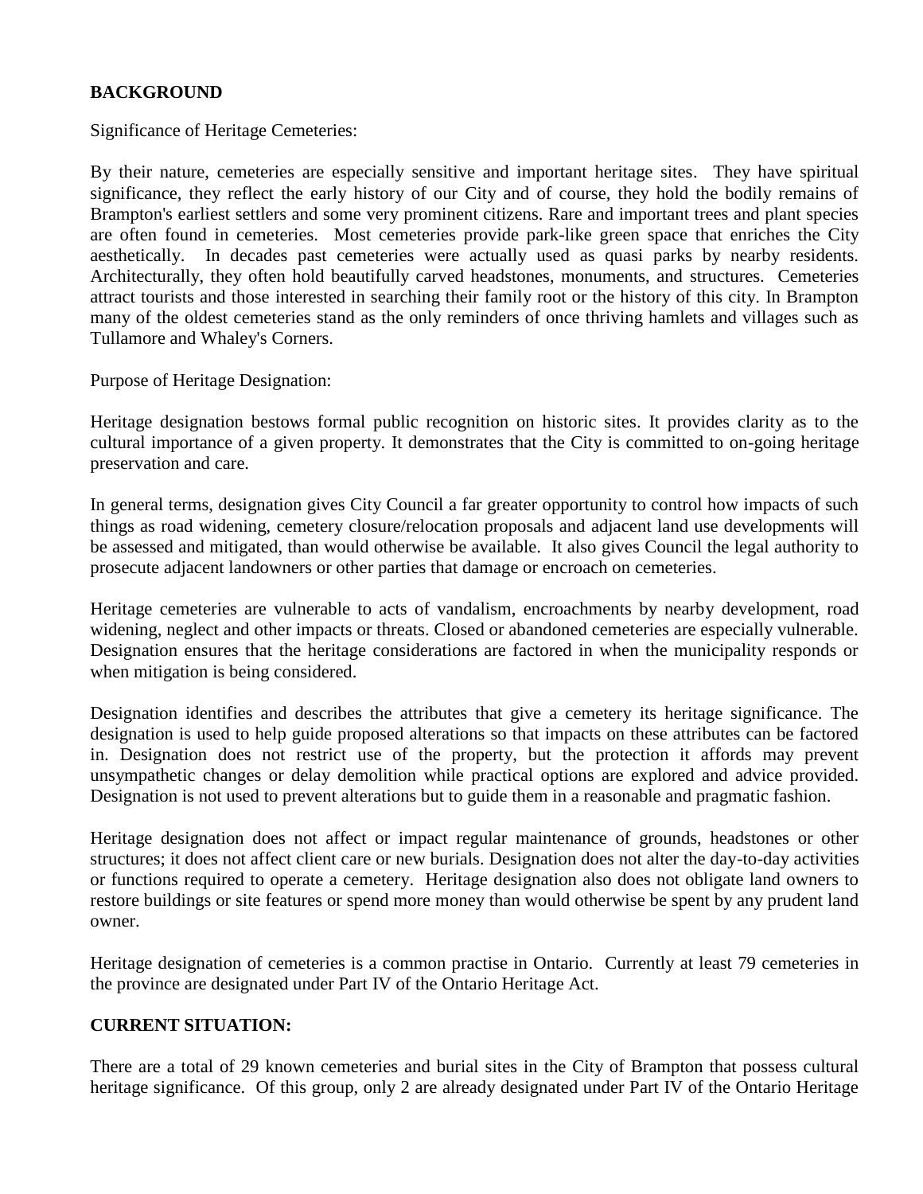## BACKGROUND

Significance of Heritage Cemeteries:

By their nature, cemeteries are especially sensitive and important heritage sites. They have spiritual significance, they reflect the early history of our City and of course, they hold the bodily remains of Brampton's earliest settlers and some very prominent citizens. Rare and important trees and plant species are often found in cemeteries. Most cemeteries provide park-like green space that enriches the City aesthetically. In decades past cemeteries were actually used as quasi parks by nearby residents. Architecturally, they often hold beautifully carved headstones, monuments, and structures. Cemeteries attract tourists and those interested in searching their family root or the history of this city. In Brampton many of the oldest cemeteries stand as the only reminders of once thriving hamlets and villages such as Tullamore and Whaley's Corners.

Purpose of Heritage Designation:

Heritage designation bestows formal public recognition on historic sites. It provides clarity as to the cultural importance of a given property. It demonstrates that the City is committed to on-going heritage preservation and care.

In general terms, designation gives City Council a far greater opportunity to control how impacts of such things as road widening, cemetery closure/relocation proposals and adjacent land use developments will be assessed and mitigated, than would otherwise be available. It also gives Council the legal authority to prosecute adjacent landowners or other parties that damage or encroach on cemeteries.

Heritage cemeteries are vulnerable to acts of vandalism, encroachments by nearby development, road widening, neglect and other impacts or threats. Closed or abandoned cemeteries are especially vulnerable. Designation ensures that the heritage considerations are factored in when the municipality responds or when mitigation is being considered.

Designation identifies and describes the attributes that give a cemetery its heritage significance. The designation is used to help guide proposed alterations so that impacts on these attributes can be factored in. Designation does not restrict use of the property, but the protection it affords may prevent unsympathetic changes or delay demolition while practical options are explored and advice provided. Designation is not used to prevent alterations but to guide them in a reasonable and pragmatic fashion.

Heritage designation does not affect or impact regular maintenance of grounds, headstones or other structures; it does not affect client care or new burials. Designation does not alter the day-to-day activities or functions required to operate a cemetery. Heritage designation also does not obligate land owners to restore buildings or site features or spend more money than would otherwise be spent by any prudent land owner.

Heritage designation of cemeteries is a common practise in Ontario. Currently at least 79 cemeteries in the province are designated under Part IV of the Ontario Heritage Act.

## CURRENT SITUATION:

There are a total of 29 known cemeteries and burial sites in the City of Brampton that possess cultural heritage significance. Of this group, only 2 are already designated under Part IV of the Ontario Heritage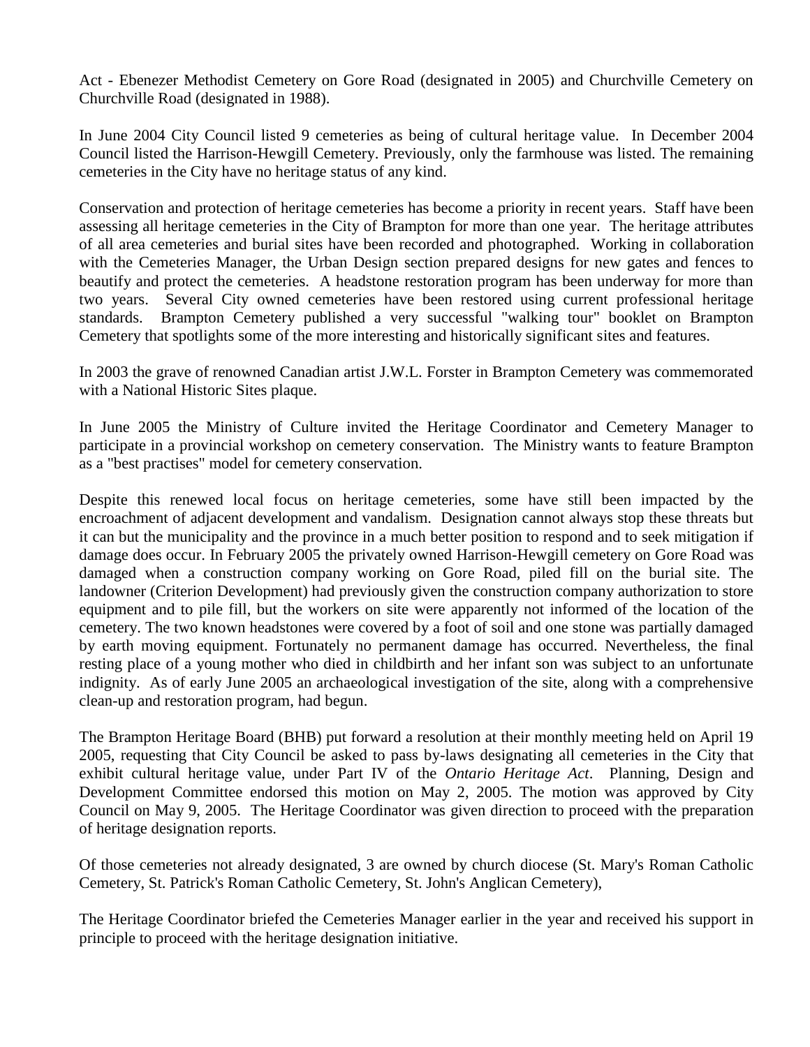Act - Ebenezer Methodist Cemetery on Gore Road (designated in 2005) and Churchville Cemetery on Churchville Road (designated in 1988).

In June 2004 City Council listed 9 cemeteries as being of cultural heritage value. In December 2004 Council listed the Harrison-Hewgill Cemetery. Previously, only the farmhouse was listed. The remaining cemeteries in the City have no heritage status of any kind.

Conservation and protection of heritage cemeteries has become a priority in recent years. Staff have been assessing all heritage cemeteries in the City of Brampton for more than one year. The heritage attributes of all area cemeteries and burial sites have been recorded and photographed. Working in collaboration with the Cemeteries Manager, the Urban Design section prepared designs for new gates and fences to beautify and protect the cemeteries. A headstone restoration program has been underway for more than two years. Several City owned cemeteries have been restored using current professional heritage standards. Brampton Cemetery published a very successful "walking tour" booklet on Brampton Cemetery that spotlights some of the more interesting and historically significant sites and features.

In 2003 the grave of renowned Canadian artist J.W.L. Forster in Brampton Cemetery was commemorated with a National Historic Sites plaque.

In June 2005 the Ministry of Culture invited the Heritage Coordinator and Cemetery Manager to participate in a provincial workshop on cemetery conservation. The Ministry wants to feature Brampton as a "best practises" model for cemetery conservation.

Despite this renewed local focus on heritage cemeteries, some have still been impacted by the encroachment of adjacent development and vandalism. Designation cannot always stop these threats but it can but the municipality and the province in a much better position to respond and to seek mitigation if damage does occur. In February 2005 the privately owned Harrison-Hewgill cemetery on Gore Road was damaged when a construction company working on Gore Road, piled fill on the burial site. The landowner (Criterion Development) had previously given the construction company authorization to store equipment and to pile fill, but the workers on site were apparently not informed of the location of the cemetery. The two known headstones were covered by a foot of soil and one stone was partially damaged by earth moving equipment. Fortunately no permanent damage has occurred. Nevertheless, the final resting place of a young mother who died in childbirth and her infant son was subject to an unfortunate indignity. As of early June 2005 an archaeological investigation of the site, along with a comprehensive clean-up and restoration program, had begun.

The Brampton Heritage Board (BHB) put forward a resolution at their monthly meeting held on April 19 2005, requesting that City Council be asked to pass by-laws designating all cemeteries in the City that exhibit cultural heritage value, under Part IV of the *Ontario Heritage Act*. Planning, Design and Development Committee endorsed this motion on May 2, 2005. The motion was approved by City Council on May 9, 2005. The Heritage Coordinator was given direction to proceed with the preparation of heritage designation reports.

Of those cemeteries not already designated, 3 are owned by church diocese (St. Mary's Roman Catholic Cemetery, St. Patrick's Roman Catholic Cemetery, St. John's Anglican Cemetery),

The Heritage Coordinator briefed the Cemeteries Manager earlier in the year and received his support in principle to proceed with the heritage designation initiative.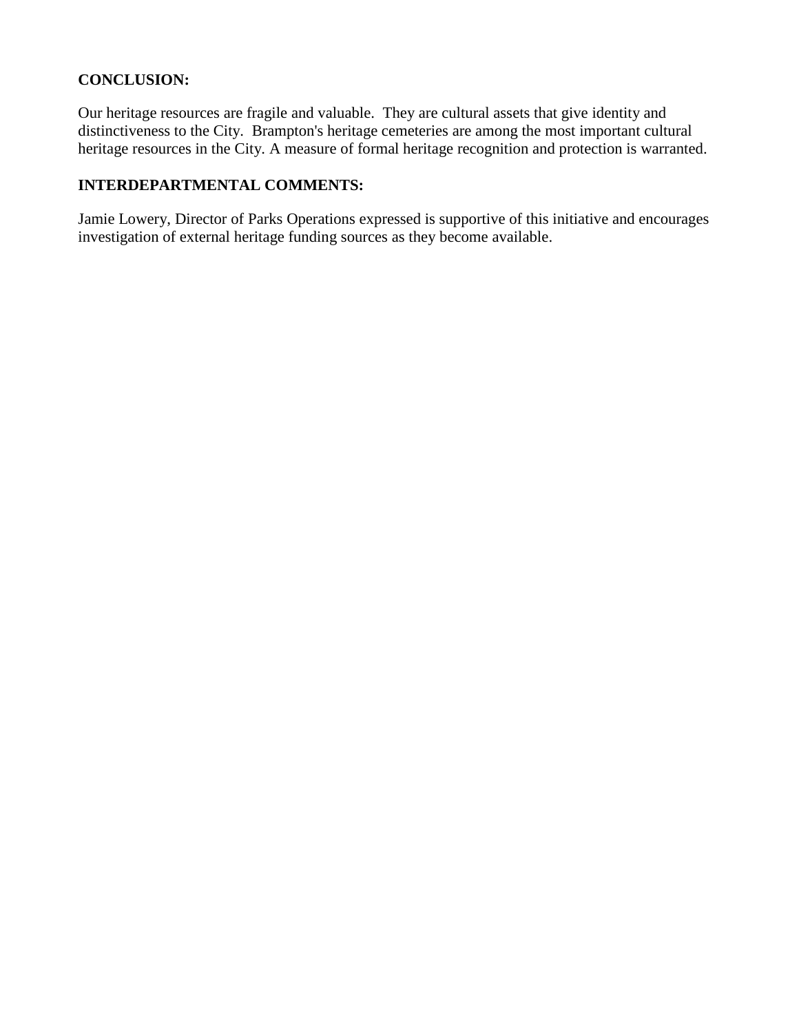**CONCLUSION:**

Our heritage resources are fragile and valuable. They are cultural assets that give identity and distinctiveness to the City. Brampton's heritage cemeteries are among the most important cultural heritage resources in the City. A measure of formal heritage recognition and protection is warranted.

**INTERDEPARTMENTAL COMMENTS:**

Jamie Lowery, Director of Parks Operations expressed is supportive of this initiative and encourages investigation of external heritage funding sources as they become available.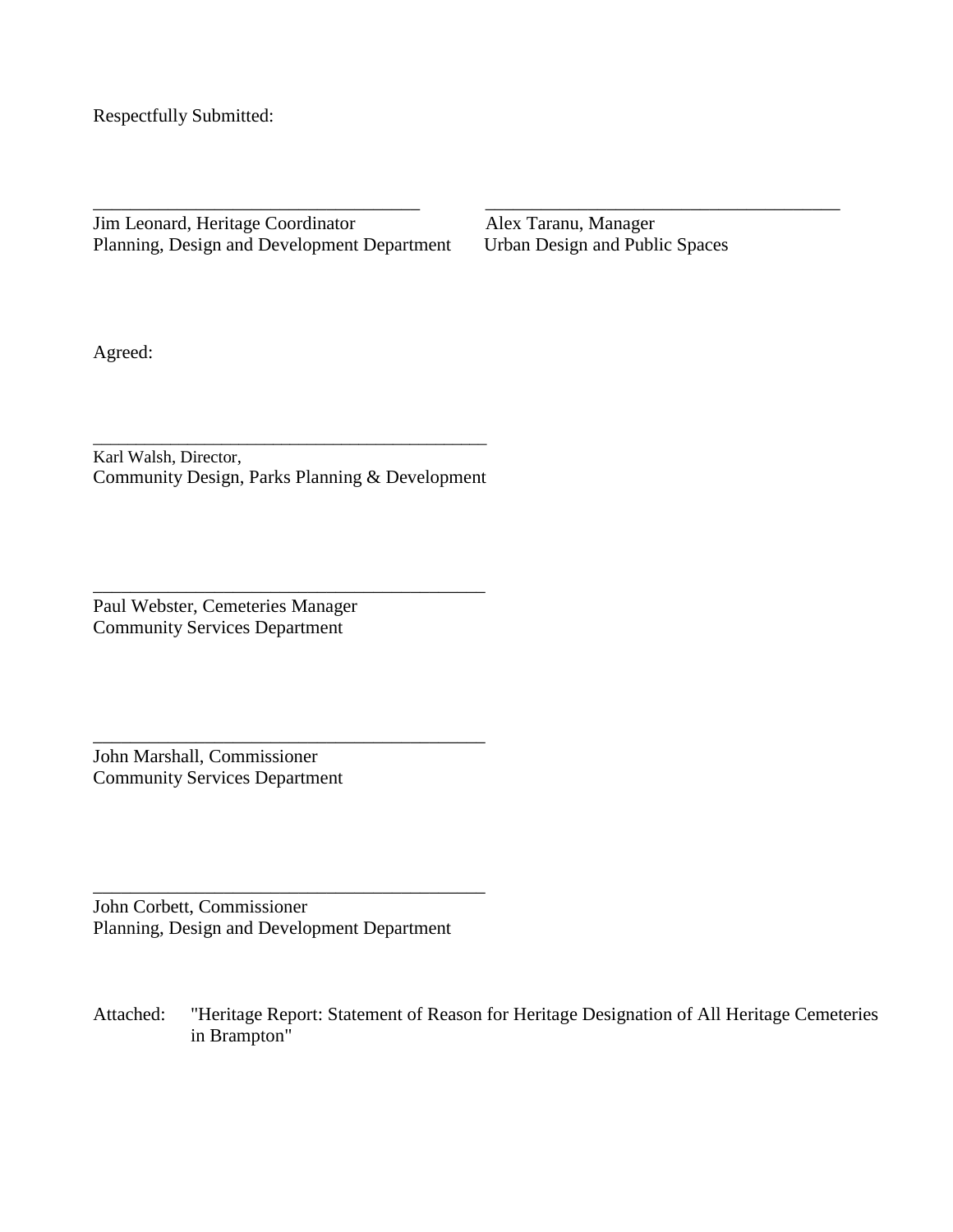Respectfully Submitted:

\_\_\_\_\_\_\_\_\_\_\_\_\_\_\_\_\_\_\_\_\_\_\_\_\_\_\_\_\_\_\_\_\_\_\_\_
Jim Leonard, Heritage Coordinator
Planning, Design and Development Department

\_\_\_\_\_\_\_\_\_\_\_\_\_\_\_\_\_\_\_\_\_\_\_\_\_\_\_\_\_\_\_\_\_\_\_\_
Alex Taranu, Manager
Urban Design and Public Spaces

Agreed:

\_\_\_\_\_\_\_\_\_\_\_\_\_\_\_\_\_\_\_\_\_\_\_\_\_\_\_\_\_\_\_\_\_\_\_\_
Karl Walsh, Director,
Community Design, Parks Planning & Development

\_\_\_\_\_\_\_\_\_\_\_\_\_\_\_\_\_\_\_\_\_\_\_\_\_\_\_\_\_\_\_\_\_\_\_\_
Paul Webster, Cemeteries Manager
Community Services Department

\_\_\_\_\_\_\_\_\_\_\_\_\_\_\_\_\_\_\_\_\_\_\_\_\_\_\_\_\_\_\_\_\_\_\_\_
John Marshall, Commissioner
Community Services Department

\_\_\_\_\_\_\_\_\_\_\_\_\_\_\_\_\_\_\_\_\_\_\_\_\_\_\_\_\_\_\_\_\_\_\_\_
John Corbett, Commissioner
Planning, Design and Development Department

Attached: "Heritage Report: Statement of Reason for Heritage Designation of All Heritage Cemeteries in Brampton"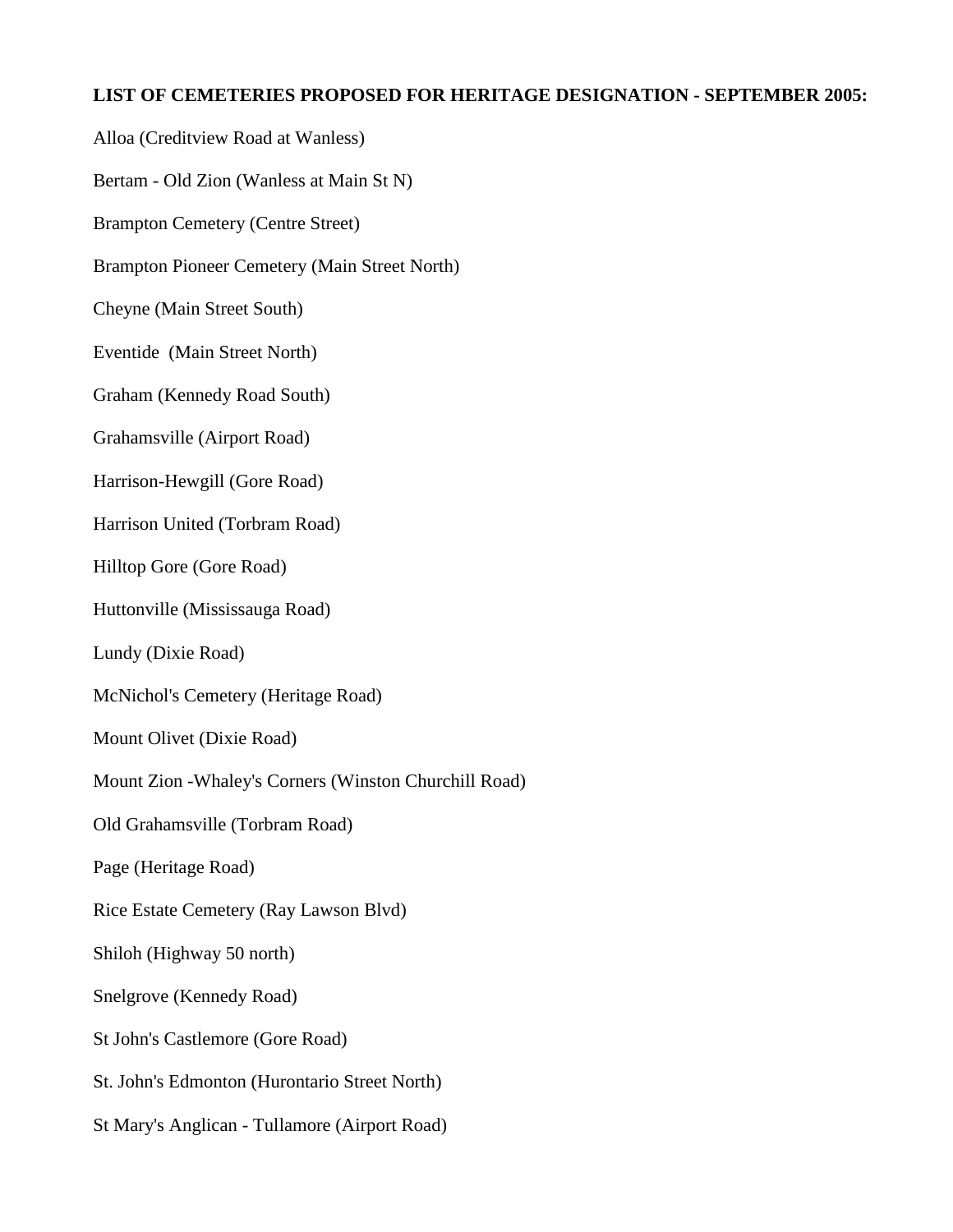**LIST OF CEMETERIES PROPOSED FOR HERITAGE DESIGNATION - SEPTEMBER 2005:**

Alloa (Creditview Road at Wanless)

Bertam - Old Zion (Wanless at Main St N)

Brampton Cemetery (Centre Street)

Brampton Pioneer Cemetery (Main Street North)

Cheyne (Main Street South)

Eventide (Main Street North)

Graham (Kennedy Road South)

Grahamsville (Airport Road)

Harrison-Hewgill (Gore Road)

Harrison United (Torbram Road)

Hilltop Gore (Gore Road)

Huttonville (Mississauga Road)

Lundy (Dixie Road)

McNichol's Cemetery (Heritage Road)

Mount Olivet (Dixie Road)

Mount Zion -Whaley's Corners (Winston Churchill Road)

Old Grahamsville (Torbram Road)

Page (Heritage Road)

Rice Estate Cemetery (Ray Lawson Blvd)

Shiloh (Highway 50 north)

Snelgrove (Kennedy Road)

St John's Castlemore (Gore Road)

St. John's Edmonton (Hurontario Street North)

St Mary's Anglican - Tullamore (Airport Road)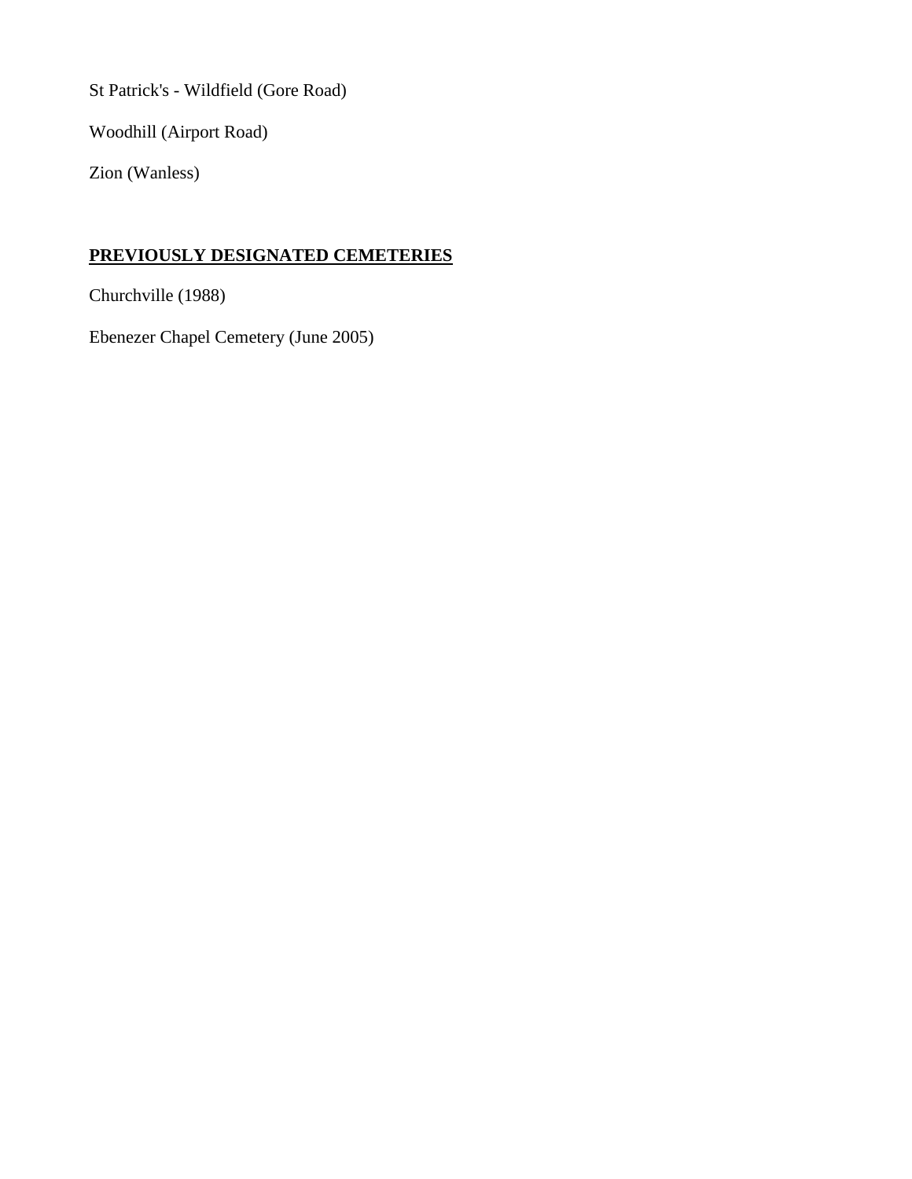St Patrick's - Wildfield (Gore Road)

Woodhill (Airport Road)

Zion (Wanless)

## PREVIOUSLY DESIGNATED CEMETERIES

Churchville (1988)

Ebenezer Chapel Cemetery (June 2005)